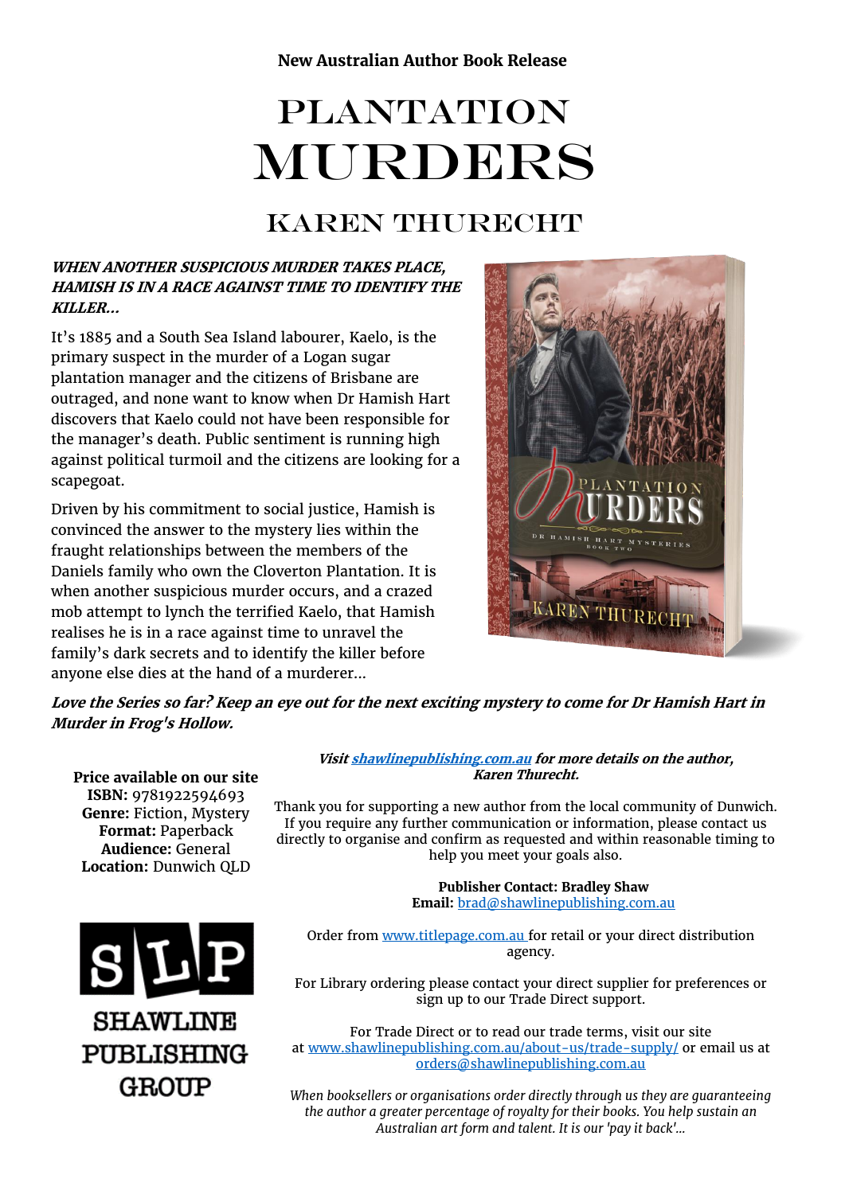**New Australian Author Book Release**

# PLANTATION MURDERS

## KAREN THURECHT

***WHEN ANOTHER SUSPICIOUS MURDER TAKES PLACE, HAMISH IS IN A RACE AGAINST TIME TO IDENTIFY THE KILLER...***

It's 1885 and a South Sea Island labourer, Kaelo, is the primary suspect in the murder of a Logan sugar plantation manager and the citizens of Brisbane are outraged, and none want to know when Dr Hamish Hart discovers that Kaelo could not have been responsible for the manager's death. Public sentiment is running high against political turmoil and the citizens are looking for a scapegoat.

Driven by his commitment to social justice, Hamish is convinced the answer to the mystery lies within the fraught relationships between the members of the Daniels family who own the Cloverton Plantation. It is when another suspicious murder occurs, and a crazed mob attempt to lynch the terrified Kaelo, that Hamish realises he is in a race against time to unravel the family's dark secrets and to identify the killer before anyone else dies at the hand of a murderer...

***Love the Series so far? Keep an eye out for the next exciting mystery to come for Dr Hamish Hart in Murder in Frog's Hollow.***

**Price available on our site**
**ISBN:** 9781922594693
**Genre:** Fiction, Mystery
**Format:** Paperback
**Audience:** General
**Location:** Dunwich QLD

***Visit [shawlinepublishing.com.au](shawlinepublishing.com.au) for more details on the author, Karen Thurecht.***

Thank you for supporting a new author from the local community of Dunwich. If you require any further communication or information, please contact us directly to organise and confirm as requested and within reasonable timing to help you meet your goals also.

**Publisher Contact: Bradley Shaw**
**Email:** brad@shawlinepublishing.com.au

Order from www.titlepage.com.au for retail or your direct distribution agency.

For Library ordering please contact your direct supplier for preferences or sign up to our Trade Direct support.

For Trade Direct or to read our trade terms, visit our site at www.shawlinepublishing.com.au/about-us/trade-supply/ or email us at orders@shawlinepublishing.com.au

*When booksellers or organisations order directly through us they are guaranteeing the author a greater percentage of royalty for their books. You help sustain an Australian art form and talent. It is our 'pay it back'...*

SLP
SHAWLINE PUBLISHING GROUP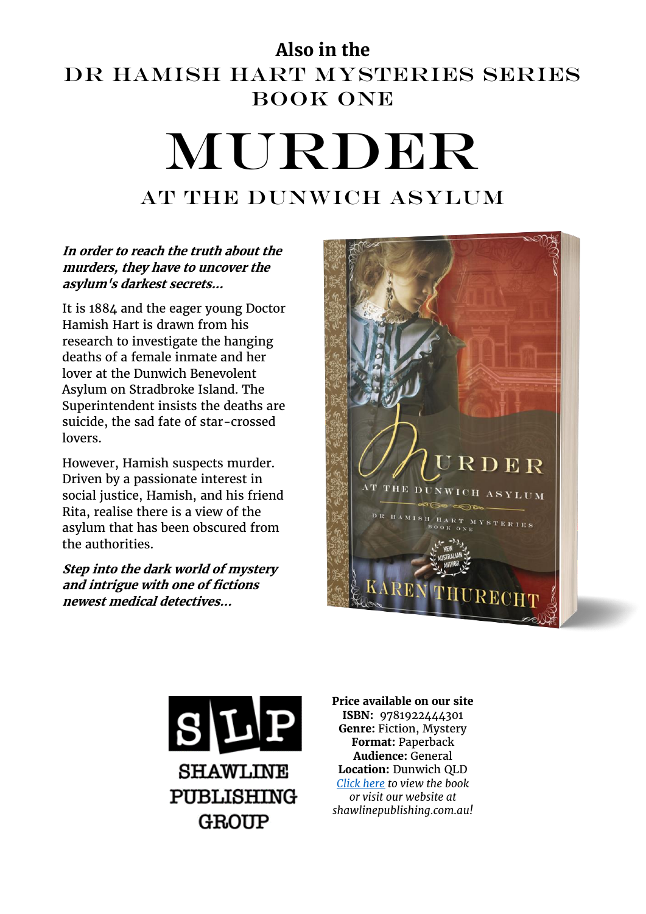## Also in the

# DR HAMISH HART MYSTERIES SERIES

## BOOK ONE

# MURDER

## AT THE DUNWICH ASYLUM

***In order to reach the truth about the murders, they have to uncover the asylum's darkest secrets...***

It is 1884 and the eager young Doctor Hamish Hart is drawn from his research to investigate the hanging deaths of a female inmate and her lover at the Dunwich Benevolent Asylum on Stradbroke Island. The Superintendent insists the deaths are suicide, the sad fate of star-crossed lovers.

However, Hamish suspects murder. Driven by a passionate interest in social justice, Hamish, and his friend Rita, realise there is a view of the asylum that has been obscured from the authorities.

***Step into the dark world of mystery and intrigue with one of fictions newest medical detectives...***

SHAWLINE PUBLISHING GROUP

**Price available on our site**
**ISBN:** 9781922444301
**Genre:** Fiction, Mystery
**Format:** Paperback
**Audience:** General
**Location:** Dunwich QLD
*Click here to view the book or visit our website at shawlinepublishing.com.au!*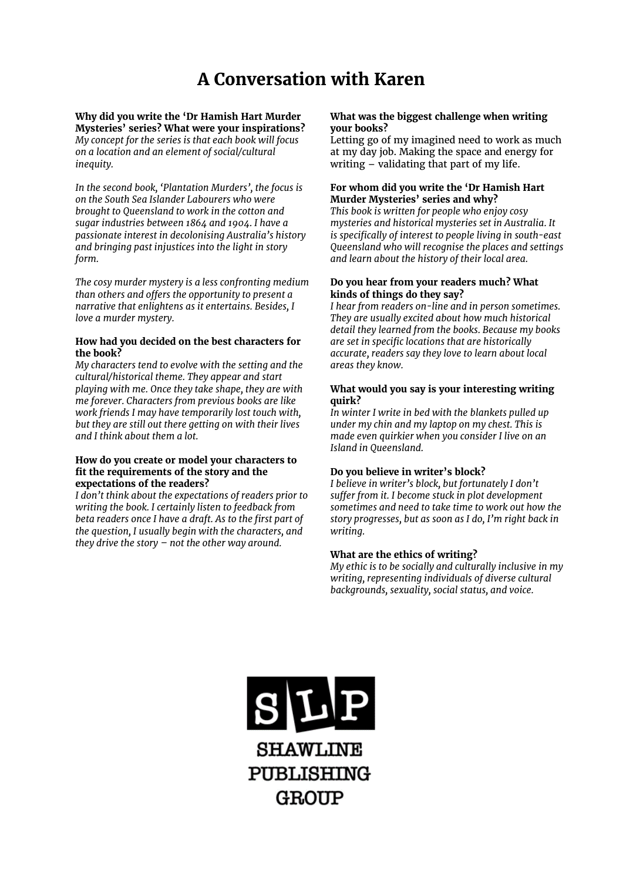# A Conversation with Karen

**Why did you write the 'Dr Hamish Hart Murder Mysteries' series? What were your inspirations?**
*My concept for the series is that each book will focus on a location and an element of social/cultural inequity.*

*In the second book, 'Plantation Murders', the focus is on the South Sea Islander Labourers who were brought to Queensland to work in the cotton and sugar industries between 1864 and 1904. I have a passionate interest in decolonising Australia's history and bringing past injustices into the light in story form.*

*The cosy murder mystery is a less confronting medium than others and offers the opportunity to present a narrative that enlightens as it entertains. Besides, I love a murder mystery.*

**How had you decided on the best characters for the book?**
*My characters tend to evolve with the setting and the cultural/historical theme. They appear and start playing with me. Once they take shape, they are with me forever. Characters from previous books are like work friends I may have temporarily lost touch with, but they are still out there getting on with their lives and I think about them a lot.*

**How do you create or model your characters to fit the requirements of the story and the expectations of the readers?**
*I don't think about the expectations of readers prior to writing the book. I certainly listen to feedback from beta readers once I have a draft. As to the first part of the question, I usually begin with the characters, and they drive the story – not the other way around.*

**What was the biggest challenge when writing your books?**
Letting go of my imagined need to work as much at my day job. Making the space and energy for writing – validating that part of my life.

**For whom did you write the 'Dr Hamish Hart Murder Mysteries' series and why?**
*This book is written for people who enjoy cosy mysteries and historical mysteries set in Australia. It is specifically of interest to people living in south-east Queensland who will recognise the places and settings and learn about the history of their local area.*

**Do you hear from your readers much? What kinds of things do they say?**
*I hear from readers on-line and in person sometimes. They are usually excited about how much historical detail they learned from the books. Because my books are set in specific locations that are historically accurate, readers say they love to learn about local areas they know.*

**What would you say is your interesting writing quirk?**
*In winter I write in bed with the blankets pulled up under my chin and my laptop on my chest. This is made even quirkier when you consider I live on an Island in Queensland.*

**Do you believe in writer's block?**
*I believe in writer's block, but fortunately I don't suffer from it. I become stuck in plot development sometimes and need to take time to work out how the story progresses, but as soon as I do, I'm right back in writing.*

**What are the ethics of writing?**
*My ethic is to be socially and culturally inclusive in my writing, representing individuals of diverse cultural backgrounds, sexuality, social status, and voice.*

SLP
SHAWLINE PUBLISHING GROUP